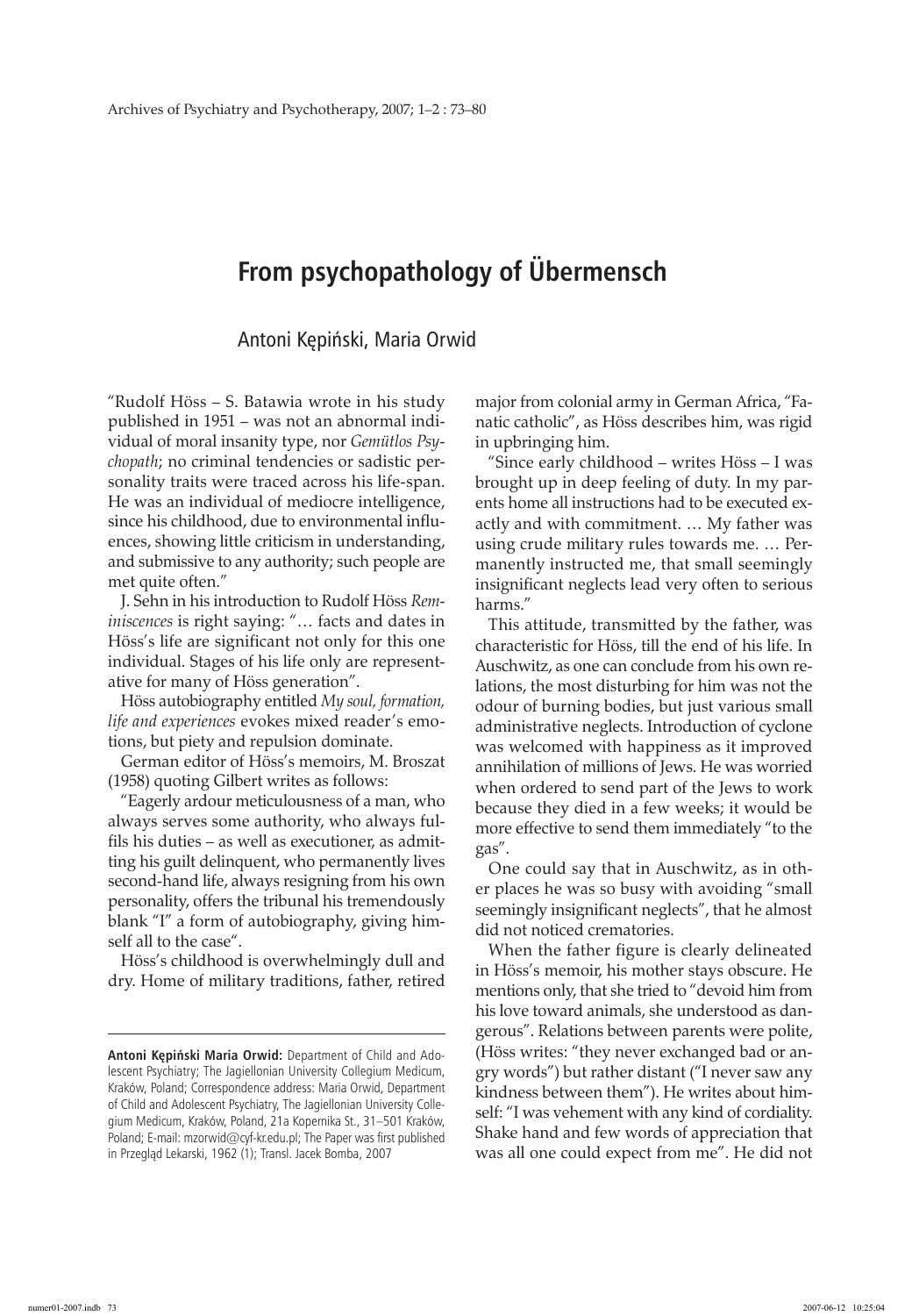# From psychopathology of Übermensch

Antoni Kępiński, Maria Orwid

"Rudolf Höss – S. Batawia wrote in his study published in 1951 – was not an abnormal individual of moral insanity type, nor *Gemütlos Psychopath*; no criminal tendencies or sadistic personality traits were traced across his life-span. He was an individual of mediocre intelligence, since his childhood, due to environmental influences, showing little criticism in understanding, and submissive to any authority; such people are met quite often."

J. Sehn in his introduction to Rudolf Höss *Reminiscences* is right saying: "… facts and dates in Höss's life are significant not only for this one individual. Stages of his life only are representative for many of Höss generation".

Höss autobiography entitled *My soul, formation, life and experiences* evokes mixed reader's emotions, but piety and repulsion dominate.

German editor of Höss's memoirs, M. Broszat (1958) quoting Gilbert writes as follows:

"Eagerly ardour meticulousness of a man, who always serves some authority, who always fulfils his duties – as well as executioner, as admitting his guilt delinquent, who permanently lives second-hand life, always resigning from his own personality, offers the tribunal his tremendously blank "I" a form of autobiography, giving himself all to the case".

Höss's childhood is overwhelmingly dull and dry. Home of military traditions, father, retired major from colonial army in German Africa, "Fanatic catholic", as Höss describes him, was rigid in upbringing him.

"Since early childhood – writes Höss – I was brought up in deep feeling of duty. In my parents home all instructions had to be executed exactly and with commitment. … My father was using crude military rules towards me. … Permanently instructed me, that small seemingly insignificant neglects lead very often to serious harms."

This attitude, transmitted by the father, was characteristic for Höss, till the end of his life. In Auschwitz, as one can conclude from his own relations, the most disturbing for him was not the odour of burning bodies, but just various small administrative neglects. Introduction of cyclone was welcomed with happiness as it improved annihilation of millions of Jews. He was worried when ordered to send part of the Jews to work because they died in a few weeks; it would be more effective to send them immediately "to the gas".

One could say that in Auschwitz, as in other places he was so busy with avoiding "small seemingly insignificant neglects", that he almost did not noticed crematories.

When the father figure is clearly delineated in Höss's memoir, his mother stays obscure. He mentions only, that she tried to "devoid him from his love toward animals, she understood as dangerous". Relations between parents were polite, (Höss writes: "they never exchanged bad or angry words") but rather distant ("I never saw any kindness between them"). He writes about himself: "I was vehement with any kind of cordiality. Shake hand and few words of appreciation that was all one could expect from me". He did not

---

**Antoni Kępiński Maria Orwid:** Department of Child and Adolescent Psychiatry; The Jagiellonian University Collegium Medicum, Kraków, Poland; Correspondence address: Maria Orwid, Department of Child and Adolescent Psychiatry, The Jagiellonian University Collegium Medicum, Kraków, Poland, 21a Kopernika St., 31–501 Kraków, Poland; E-mail: mzorwid@cyf-kr.edu.pl; The Paper was first published in Przegląd Lekarski, 1962 (1); Transl. Jacek Bomba, 2007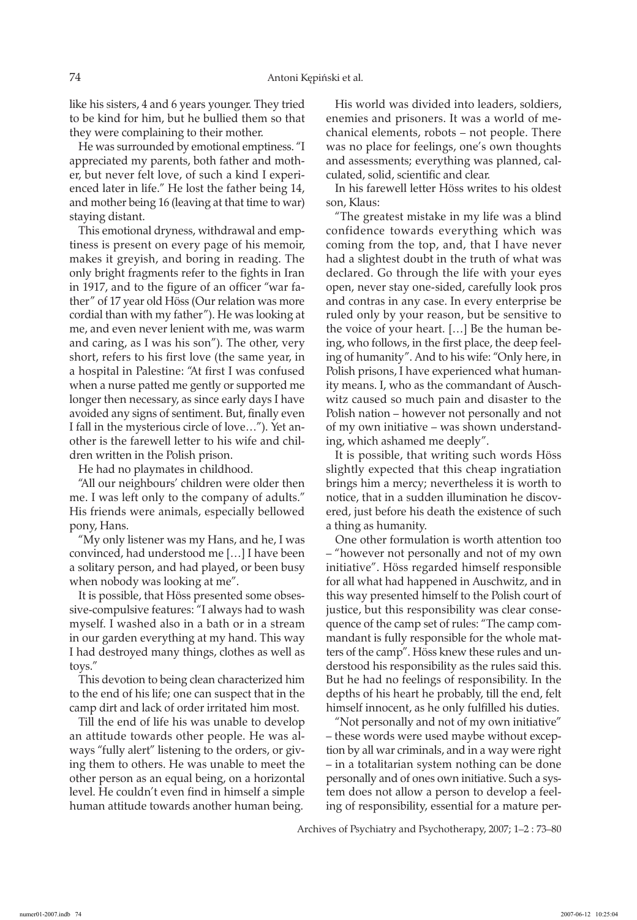like his sisters, 4 and 6 years younger. They tried to be kind for him, but he bullied them so that they were complaining to their mother.

He was surrounded by emotional emptiness. "I appreciated my parents, both father and mother, but never felt love, of such a kind I experienced later in life." He lost the father being 14, and mother being 16 (leaving at that time to war) staying distant.

This emotional dryness, withdrawal and emptiness is present on every page of his memoir, makes it greyish, and boring in reading. The only bright fragments refer to the fights in Iran in 1917, and to the figure of an officer "war father" of 17 year old Höss (Our relation was more cordial than with my father"). He was looking at me, and even never lenient with me, was warm and caring, as I was his son"). The other, very short, refers to his first love (the same year, in a hospital in Palestine: "At first I was confused when a nurse patted me gently or supported me longer then necessary, as since early days I have avoided any signs of sentiment. But, finally even I fall in the mysterious circle of love…"). Yet another is the farewell letter to his wife and children written in the Polish prison.

He had no playmates in childhood.

"All our neighbours' children were older then me. I was left only to the company of adults." His friends were animals, especially bellowed pony, Hans.

"My only listener was my Hans, and he, I was convinced, had understood me […] I have been a solitary person, and had played, or been busy when nobody was looking at me".

It is possible, that Höss presented some obsessive-compulsive features: "I always had to wash myself. I washed also in a bath or in a stream in our garden everything at my hand. This way I had destroyed many things, clothes as well as toys."

This devotion to being clean characterized him to the end of his life; one can suspect that in the camp dirt and lack of order irritated him most.

Till the end of life his was unable to develop an attitude towards other people. He was always "fully alert" listening to the orders, or giving them to others. He was unable to meet the other person as an equal being, on a horizontal level. He couldn't even find in himself a simple human attitude towards another human being.

His world was divided into leaders, soldiers, enemies and prisoners. It was a world of mechanical elements, robots – not people. There was no place for feelings, one's own thoughts and assessments; everything was planned, calculated, solid, scientific and clear.

In his farewell letter Höss writes to his oldest son, Klaus:

"The greatest mistake in my life was a blind confidence towards everything which was coming from the top, and, that I have never had a slightest doubt in the truth of what was declared. Go through the life with your eyes open, never stay one-sided, carefully look pros and contras in any case. In every enterprise be ruled only by your reason, but be sensitive to the voice of your heart. […] Be the human being, who follows, in the first place, the deep feeling of humanity". And to his wife: "Only here, in Polish prisons, I have experienced what humanity means. I, who as the commandant of Auschwitz caused so much pain and disaster to the Polish nation – however not personally and not of my own initiative – was shown understanding, which ashamed me deeply".

It is possible, that writing such words Höss slightly expected that this cheap ingratiation brings him a mercy; nevertheless it is worth to notice, that in a sudden illumination he discovered, just before his death the existence of such a thing as humanity.

One other formulation is worth attention too – "however not personally and not of my own initiative". Höss regarded himself responsible for all what had happened in Auschwitz, and in this way presented himself to the Polish court of justice, but this responsibility was clear consequence of the camp set of rules: "The camp commandant is fully responsible for the whole matters of the camp". Höss knew these rules and understood his responsibility as the rules said this. But he had no feelings of responsibility. In the depths of his heart he probably, till the end, felt himself innocent, as he only fulfilled his duties.

"Not personally and not of my own initiative" – these words were used maybe without exception by all war criminals, and in a way were right – in a totalitarian system nothing can be done personally and of ones own initiative. Such a system does not allow a person to develop a feeling of responsibility, essential for a mature per-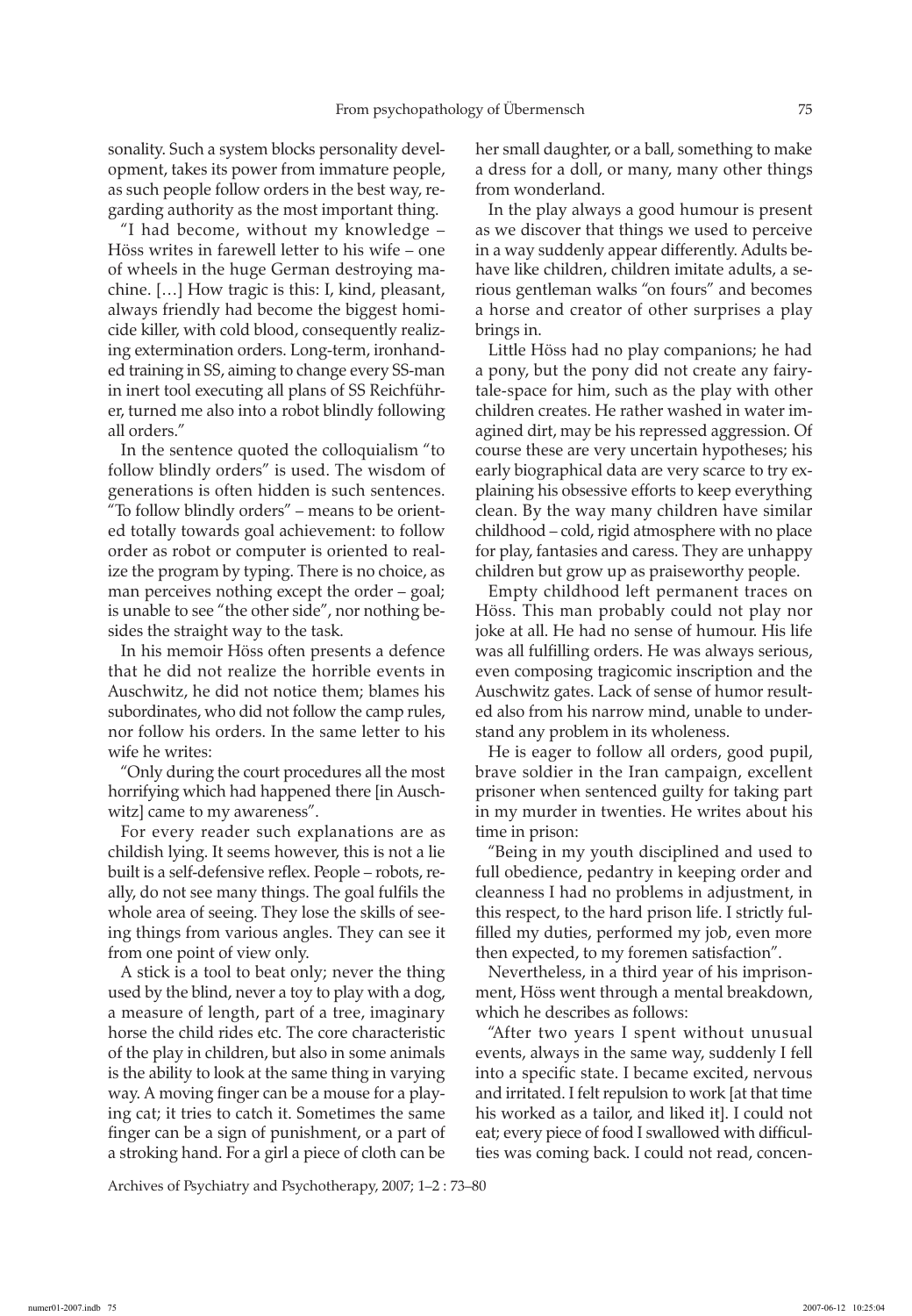sonality. Such a system blocks personality development, takes its power from immature people, as such people follow orders in the best way, regarding authority as the most important thing.

"I had become, without my knowledge – Höss writes in farewell letter to his wife – one of wheels in the huge German destroying machine. […] How tragic is this: I, kind, pleasant, always friendly had become the biggest homicide killer, with cold blood, consequently realizing extermination orders. Long-term, ironhanded training in SS, aiming to change every SS-man in inert tool executing all plans of SS Reichführer, turned me also into a robot blindly following all orders."

In the sentence quoted the colloquialism "to follow blindly orders" is used. The wisdom of generations is often hidden is such sentences. "To follow blindly orders" – means to be oriented totally towards goal achievement: to follow order as robot or computer is oriented to realize the program by typing. There is no choice, as man perceives nothing except the order – goal; is unable to see "the other side", nor nothing besides the straight way to the task.

In his memoir Höss often presents a defence that he did not realize the horrible events in Auschwitz, he did not notice them; blames his subordinates, who did not follow the camp rules, nor follow his orders. In the same letter to his wife he writes:

"Only during the court procedures all the most horrifying which had happened there [in Auschwitz] came to my awareness".

For every reader such explanations are as childish lying. It seems however, this is not a lie built is a self-defensive reflex. People – robots, really, do not see many things. The goal fulfils the whole area of seeing. They lose the skills of seeing things from various angles. They can see it from one point of view only.

A stick is a tool to beat only; never the thing used by the blind, never a toy to play with a dog, a measure of length, part of a tree, imaginary horse the child rides etc. The core characteristic of the play in children, but also in some animals is the ability to look at the same thing in varying way. A moving finger can be a mouse for a playing cat; it tries to catch it. Sometimes the same finger can be a sign of punishment, or a part of a stroking hand. For a girl a piece of cloth can be her small daughter, or a ball, something to make a dress for a doll, or many, many other things from wonderland.

In the play always a good humour is present as we discover that things we used to perceive in a way suddenly appear differently. Adults behave like children, children imitate adults, a serious gentleman walks "on fours" and becomes a horse and creator of other surprises a play brings in.

Little Höss had no play companions; he had a pony, but the pony did not create any fairy-tale-space for him, such as the play with other children creates. He rather washed in water imagined dirt, may be his repressed aggression. Of course these are very uncertain hypotheses; his early biographical data are very scarce to try explaining his obsessive efforts to keep everything clean. By the way many children have similar childhood – cold, rigid atmosphere with no place for play, fantasies and caress. They are unhappy children but grow up as praiseworthy people.

Empty childhood left permanent traces on Höss. This man probably could not play nor joke at all. He had no sense of humour. His life was all fulfilling orders. He was always serious, even composing tragicomic inscription and the Auschwitz gates. Lack of sense of humor resulted also from his narrow mind, unable to understand any problem in its wholeness.

He is eager to follow all orders, good pupil, brave soldier in the Iran campaign, excellent prisoner when sentenced guilty for taking part in my murder in twenties. He writes about his time in prison:

"Being in my youth disciplined and used to full obedience, pedantry in keeping order and cleanness I had no problems in adjustment, in this respect, to the hard prison life. I strictly fulfilled my duties, performed my job, even more then expected, to my foremen satisfaction".

Nevertheless, in a third year of his imprisonment, Höss went through a mental breakdown, which he describes as follows:

"After two years I spent without unusual events, always in the same way, suddenly I fell into a specific state. I became excited, nervous and irritated. I felt repulsion to work [at that time his worked as a tailor, and liked it]. I could not eat; every piece of food I swallowed with difficulties was coming back. I could not read, concen-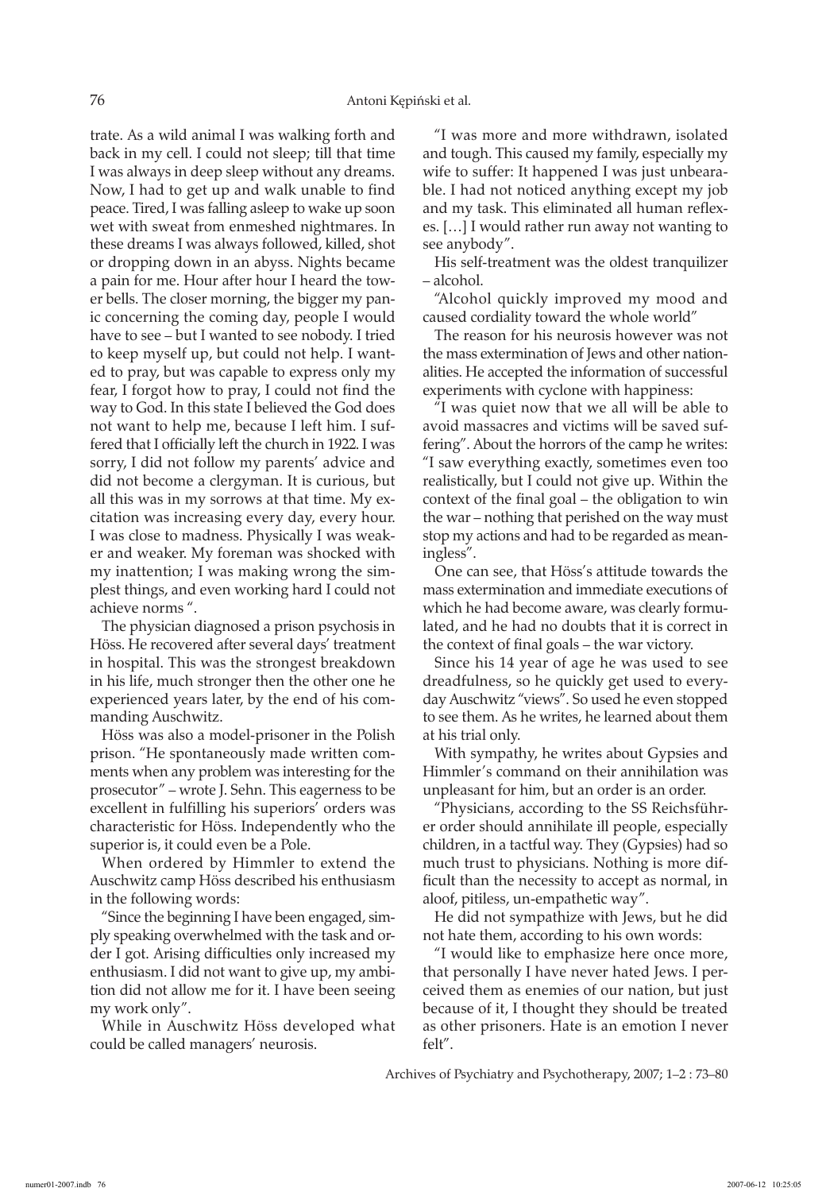trate. As a wild animal I was walking forth and back in my cell. I could not sleep; till that time I was always in deep sleep without any dreams. Now, I had to get up and walk unable to find peace. Tired, I was falling asleep to wake up soon wet with sweat from enmeshed nightmares. In these dreams I was always followed, killed, shot or dropping down in an abyss. Nights became a pain for me. Hour after hour I heard the tower bells. The closer morning, the bigger my panic concerning the coming day, people I would have to see – but I wanted to see nobody. I tried to keep myself up, but could not help. I wanted to pray, but was capable to express only my fear, I forgot how to pray, I could not find the way to God. In this state I believed the God does not want to help me, because I left him. I suffered that I officially left the church in 1922. I was sorry, I did not follow my parents' advice and did not become a clergyman. It is curious, but all this was in my sorrows at that time. My excitation was increasing every day, every hour. I was close to madness. Physically I was weaker and weaker. My foreman was shocked with my inattention; I was making wrong the simplest things, and even working hard I could not achieve norms ".

The physician diagnosed a prison psychosis in Höss. He recovered after several days' treatment in hospital. This was the strongest breakdown in his life, much stronger then the other one he experienced years later, by the end of his commanding Auschwitz.

Höss was also a model-prisoner in the Polish prison. "He spontaneously made written comments when any problem was interesting for the prosecutor" – wrote J. Sehn. This eagerness to be excellent in fulfilling his superiors' orders was characteristic for Höss. Independently who the superior is, it could even be a Pole.

When ordered by Himmler to extend the Auschwitz camp Höss described his enthusiasm in the following words:

"Since the beginning I have been engaged, simply speaking overwhelmed with the task and order I got. Arising difficulties only increased my enthusiasm. I did not want to give up, my ambition did not allow me for it. I have been seeing my work only".

While in Auschwitz Höss developed what could be called managers' neurosis.

"I was more and more withdrawn, isolated and tough. This caused my family, especially my wife to suffer: It happened I was just unbearable. I had not noticed anything except my job and my task. This eliminated all human reflexes. […] I would rather run away not wanting to see anybody".

His self-treatment was the oldest tranquilizer – alcohol.

"Alcohol quickly improved my mood and caused cordiality toward the whole world"

The reason for his neurosis however was not the mass extermination of Jews and other nationalities. He accepted the information of successful experiments with cyclone with happiness:

"I was quiet now that we all will be able to avoid massacres and victims will be saved suffering". About the horrors of the camp he writes: "I saw everything exactly, sometimes even too realistically, but I could not give up. Within the context of the final goal – the obligation to win the war – nothing that perished on the way must stop my actions and had to be regarded as meaningless".

One can see, that Höss's attitude towards the mass extermination and immediate executions of which he had become aware, was clearly formulated, and he had no doubts that it is correct in the context of final goals – the war victory.

Since his 14 year of age he was used to see dreadfulness, so he quickly get used to everyday Auschwitz "views". So used he even stopped to see them. As he writes, he learned about them at his trial only.

With sympathy, he writes about Gypsies and Himmler's command on their annihilation was unpleasant for him, but an order is an order.

"Physicians, according to the SS Reichsführer order should annihilate ill people, especially children, in a tactful way. They (Gypsies) had so much trust to physicians. Nothing is more difficult than the necessity to accept as normal, in aloof, pitiless, un-empathetic way".

He did not sympathize with Jews, but he did not hate them, according to his own words:

"I would like to emphasize here once more, that personally I have never hated Jews. I perceived them as enemies of our nation, but just because of it, I thought they should be treated as other prisoners. Hate is an emotion I never felt".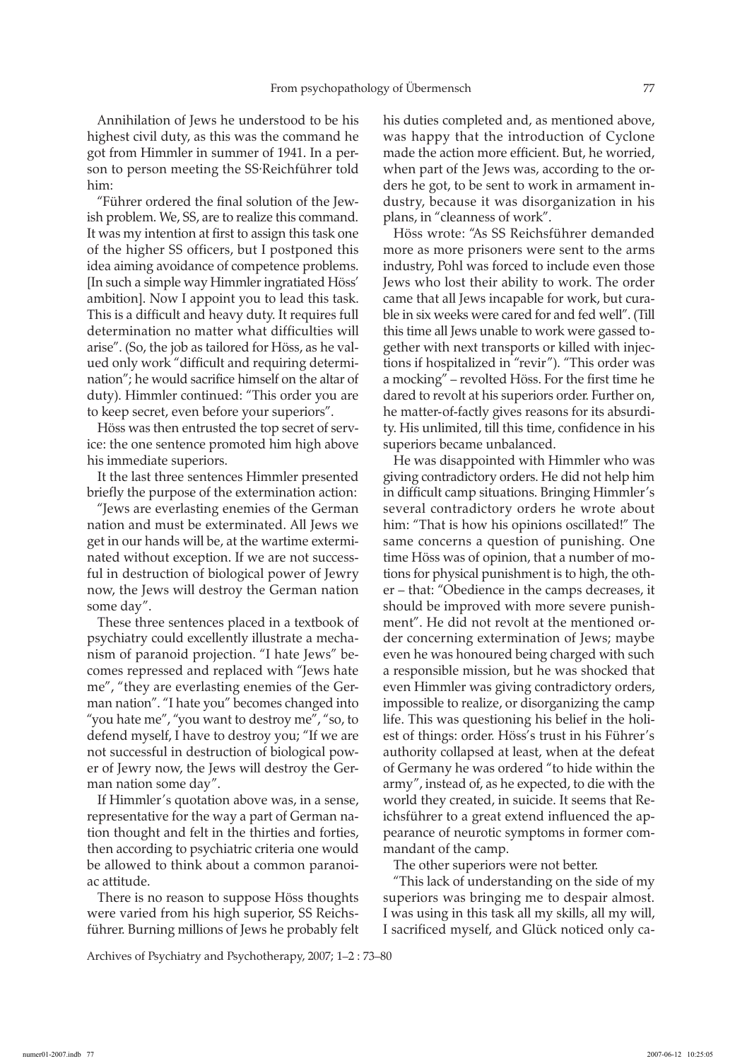Annihilation of Jews he understood to be his highest civil duty, as this was the command he got from Himmler in summer of 1941. In a person to person meeting the SS·Reichführer told him:

"Führer ordered the final solution of the Jewish problem. We, SS, are to realize this command. It was my intention at first to assign this task one of the higher SS officers, but I postponed this idea aiming avoidance of competence problems. [In such a simple way Himmler ingratiated Höss' ambition]. Now I appoint you to lead this task. This is a difficult and heavy duty. It requires full determination no matter what difficulties will arise". (So, the job as tailored for Höss, as he valued only work "difficult and requiring determination"; he would sacrifice himself on the altar of duty). Himmler continued: "This order you are to keep secret, even before your superiors".

Höss was then entrusted the top secret of service: the one sentence promoted him high above his immediate superiors.

It the last three sentences Himmler presented briefly the purpose of the extermination action:

"Jews are everlasting enemies of the German nation and must be exterminated. All Jews we get in our hands will be, at the wartime exterminated without exception. If we are not successful in destruction of biological power of Jewry now, the Jews will destroy the German nation some day".

These three sentences placed in a textbook of psychiatry could excellently illustrate a mechanism of paranoid projection. "I hate Jews" becomes repressed and replaced with "Jews hate me", "they are everlasting enemies of the German nation". "I hate you" becomes changed into "you hate me", "you want to destroy me", "so, to defend myself, I have to destroy you; "If we are not successful in destruction of biological power of Jewry now, the Jews will destroy the German nation some day".

If Himmler's quotation above was, in a sense, representative for the way a part of German nation thought and felt in the thirties and forties, then according to psychiatric criteria one would be allowed to think about a common paranoiac attitude.

There is no reason to suppose Höss thoughts were varied from his high superior, SS Reichsführer. Burning millions of Jews he probably felt his duties completed and, as mentioned above, was happy that the introduction of Cyclone made the action more efficient. But, he worried, when part of the Jews was, according to the orders he got, to be sent to work in armament industry, because it was disorganization in his plans, in "cleanness of work".

Höss wrote: "As SS Reichsführer demanded more as more prisoners were sent to the arms industry, Pohl was forced to include even those Jews who lost their ability to work. The order came that all Jews incapable for work, but curable in six weeks were cared for and fed well". (Till this time all Jews unable to work were gassed together with next transports or killed with injections if hospitalized in "revir"). "This order was a mocking" – revolted Höss. For the first time he dared to revolt at his superiors order. Further on, he matter-of-factly gives reasons for its absurdity. His unlimited, till this time, confidence in his superiors became unbalanced.

He was disappointed with Himmler who was giving contradictory orders. He did not help him in difficult camp situations. Bringing Himmler's several contradictory orders he wrote about him: "That is how his opinions oscillated!" The same concerns a question of punishing. One time Höss was of opinion, that a number of motions for physical punishment is to high, the other – that: "Obedience in the camps decreases, it should be improved with more severe punishment". He did not revolt at the mentioned order concerning extermination of Jews; maybe even he was honoured being charged with such a responsible mission, but he was shocked that even Himmler was giving contradictory orders, impossible to realize, or disorganizing the camp life. This was questioning his belief in the holiest of things: order. Höss's trust in his Führer's authority collapsed at least, when at the defeat of Germany he was ordered "to hide within the army", instead of, as he expected, to die with the world they created, in suicide. It seems that Reichsführer to a great extend influenced the appearance of neurotic symptoms in former commandant of the camp.

The other superiors were not better.

"This lack of understanding on the side of my superiors was bringing me to despair almost. I was using in this task all my skills, all my will, I sacrificed myself, and Glück noticed only ca-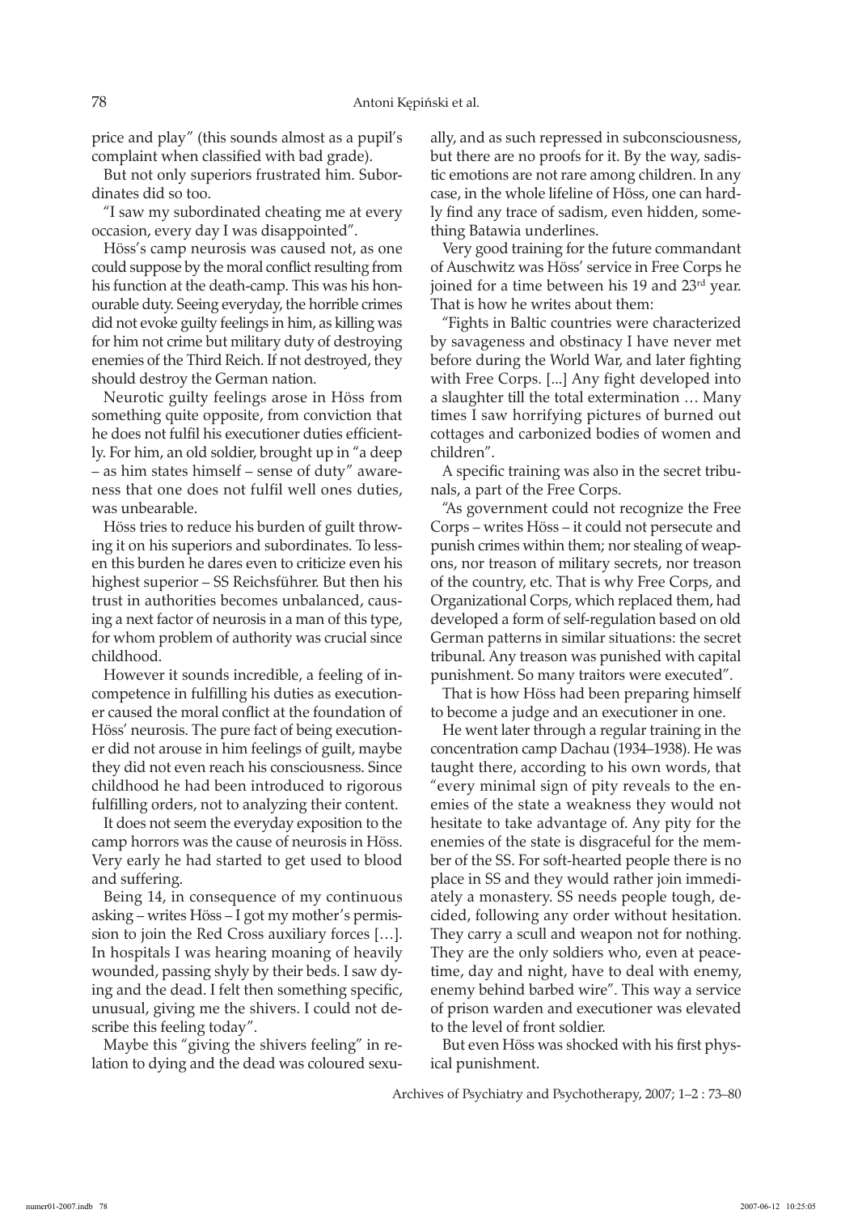price and play" (this sounds almost as a pupil's complaint when classified with bad grade).

But not only superiors frustrated him. Subordinates did so too.

"I saw my subordinated cheating me at every occasion, every day I was disappointed".

Höss's camp neurosis was caused not, as one could suppose by the moral conflict resulting from his function at the death-camp. This was his honourable duty. Seeing everyday, the horrible crimes did not evoke guilty feelings in him, as killing was for him not crime but military duty of destroying enemies of the Third Reich. If not destroyed, they should destroy the German nation.

Neurotic guilty feelings arose in Höss from something quite opposite, from conviction that he does not fulfil his executioner duties efficiently. For him, an old soldier, brought up in "a deep – as him states himself – sense of duty" awareness that one does not fulfil well ones duties, was unbearable.

Höss tries to reduce his burden of guilt throwing it on his superiors and subordinates. To lessen this burden he dares even to criticize even his highest superior – SS Reichsführer. But then his trust in authorities becomes unbalanced, causing a next factor of neurosis in a man of this type, for whom problem of authority was crucial since childhood.

However it sounds incredible, a feeling of incompetence in fulfilling his duties as executioner caused the moral conflict at the foundation of Höss' neurosis. The pure fact of being executioner did not arouse in him feelings of guilt, maybe they did not even reach his consciousness. Since childhood he had been introduced to rigorous fulfilling orders, not to analyzing their content.

It does not seem the everyday exposition to the camp horrors was the cause of neurosis in Höss. Very early he had started to get used to blood and suffering.

Being 14, in consequence of my continuous asking – writes Höss – I got my mother's permission to join the Red Cross auxiliary forces […]. In hospitals I was hearing moaning of heavily wounded, passing shyly by their beds. I saw dying and the dead. I felt then something specific, unusual, giving me the shivers. I could not describe this feeling today".

Maybe this "giving the shivers feeling" in relation to dying and the dead was coloured sexually, and as such repressed in subconsciousness, but there are no proofs for it. By the way, sadistic emotions are not rare among children. In any case, in the whole lifeline of Höss, one can hardly find any trace of sadism, even hidden, something Batawia underlines.

Very good training for the future commandant of Auschwitz was Höss' service in Free Corps he joined for a time between his 19 and 23rd year. That is how he writes about them:

"Fights in Baltic countries were characterized by savageness and obstinacy I have never met before during the World War, and later fighting with Free Corps. [...] Any fight developed into a slaughter till the total extermination … Many times I saw horrifying pictures of burned out cottages and carbonized bodies of women and children".

A specific training was also in the secret tribunals, a part of the Free Corps.

"As government could not recognize the Free Corps – writes Höss – it could not persecute and punish crimes within them; nor stealing of weapons, nor treason of military secrets, nor treason of the country, etc. That is why Free Corps, and Organizational Corps, which replaced them, had developed a form of self-regulation based on old German patterns in similar situations: the secret tribunal. Any treason was punished with capital punishment. So many traitors were executed".

That is how Höss had been preparing himself to become a judge and an executioner in one.

He went later through a regular training in the concentration camp Dachau (1934–1938). He was taught there, according to his own words, that "every minimal sign of pity reveals to the enemies of the state a weakness they would not hesitate to take advantage of. Any pity for the enemies of the state is disgraceful for the member of the SS. For soft-hearted people there is no place in SS and they would rather join immediately a monastery. SS needs people tough, decided, following any order without hesitation. They carry a scull and weapon not for nothing. They are the only soldiers who, even at peacetime, day and night, have to deal with enemy, enemy behind barbed wire". This way a service of prison warden and executioner was elevated to the level of front soldier.

But even Höss was shocked with his first physical punishment.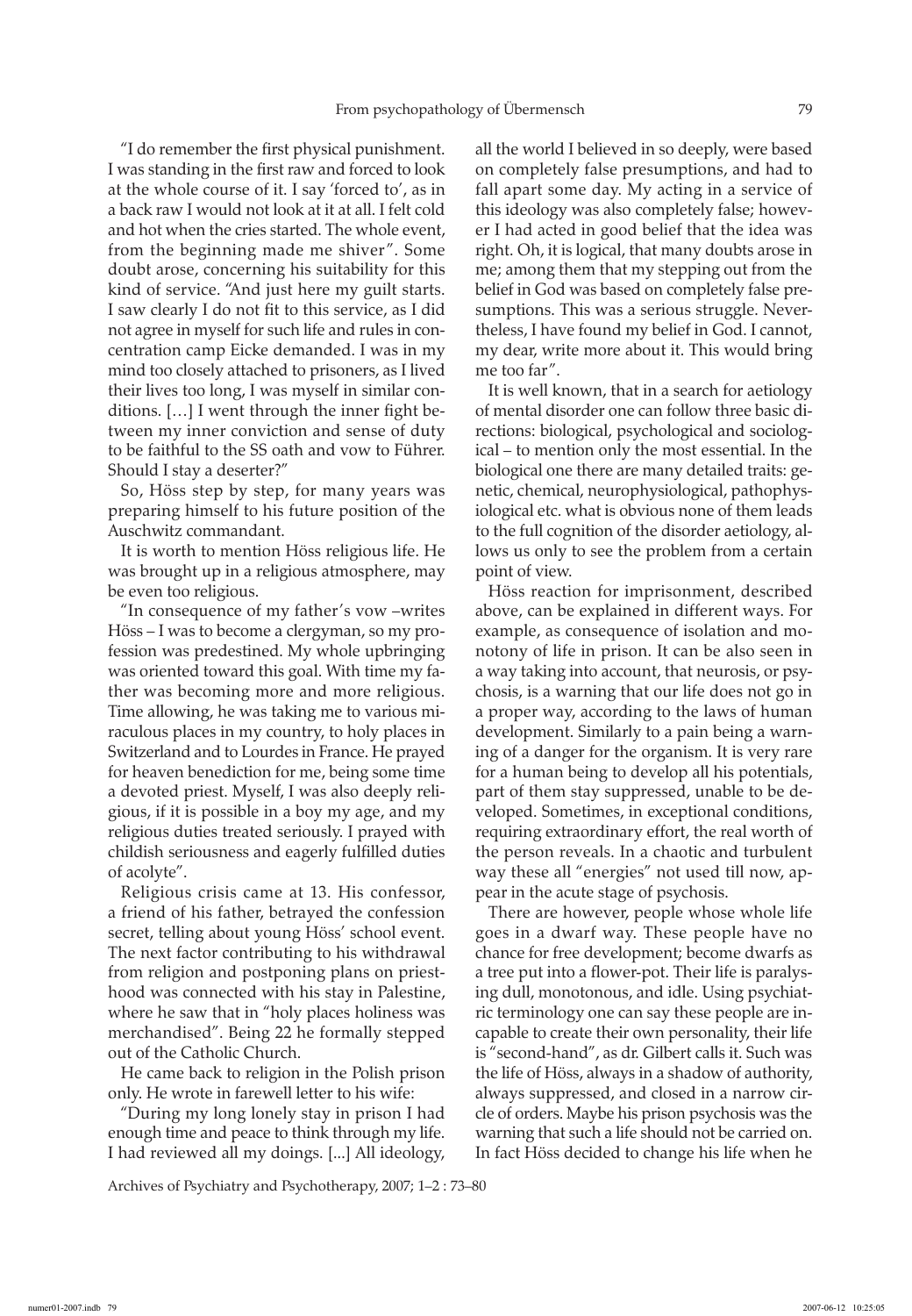"I do remember the first physical punishment. I was standing in the first raw and forced to look at the whole course of it. I say 'forced to', as in a back raw I would not look at it at all. I felt cold and hot when the cries started. The whole event, from the beginning made me shiver". Some doubt arose, concerning his suitability for this kind of service. "And just here my guilt starts. I saw clearly I do not fit to this service, as I did not agree in myself for such life and rules in concentration camp Eicke demanded. I was in my mind too closely attached to prisoners, as I lived their lives too long, I was myself in similar conditions. […] I went through the inner fight between my inner conviction and sense of duty to be faithful to the SS oath and vow to Führer. Should I stay a deserter?"

So, Höss step by step, for many years was preparing himself to his future position of the Auschwitz commandant.

It is worth to mention Höss religious life. He was brought up in a religious atmosphere, may be even too religious.

"In consequence of my father's vow –writes Höss – I was to become a clergyman, so my profession was predestined. My whole upbringing was oriented toward this goal. With time my father was becoming more and more religious. Time allowing, he was taking me to various miraculous places in my country, to holy places in Switzerland and to Lourdes in France. He prayed for heaven benediction for me, being some time a devoted priest. Myself, I was also deeply religious, if it is possible in a boy my age, and my religious duties treated seriously. I prayed with childish seriousness and eagerly fulfilled duties of acolyte".

Religious crisis came at 13. His confessor, a friend of his father, betrayed the confession secret, telling about young Höss' school event. The next factor contributing to his withdrawal from religion and postponing plans on priesthood was connected with his stay in Palestine, where he saw that in "holy places holiness was merchandised". Being 22 he formally stepped out of the Catholic Church.

He came back to religion in the Polish prison only. He wrote in farewell letter to his wife:

"During my long lonely stay in prison I had enough time and peace to think through my life. I had reviewed all my doings. [...] All ideology, all the world I believed in so deeply, were based on completely false presumptions, and had to fall apart some day. My acting in a service of this ideology was also completely false; however I had acted in good belief that the idea was right. Oh, it is logical, that many doubts arose in me; among them that my stepping out from the belief in God was based on completely false presumptions. This was a serious struggle. Nevertheless, I have found my belief in God. I cannot, my dear, write more about it. This would bring me too far".

It is well known, that in a search for aetiology of mental disorder one can follow three basic directions: biological, psychological and sociological – to mention only the most essential. In the biological one there are many detailed traits: genetic, chemical, neurophysiological, pathophysiological etc. what is obvious none of them leads to the full cognition of the disorder aetiology, allows us only to see the problem from a certain point of view.

Höss reaction for imprisonment, described above, can be explained in different ways. For example, as consequence of isolation and monotony of life in prison. It can be also seen in a way taking into account, that neurosis, or psychosis, is a warning that our life does not go in a proper way, according to the laws of human development. Similarly to a pain being a warning of a danger for the organism. It is very rare for a human being to develop all his potentials, part of them stay suppressed, unable to be developed. Sometimes, in exceptional conditions, requiring extraordinary effort, the real worth of the person reveals. In a chaotic and turbulent way these all "energies" not used till now, appear in the acute stage of psychosis.

There are however, people whose whole life goes in a dwarf way. These people have no chance for free development; become dwarfs as a tree put into a flower-pot. Their life is paralysing dull, monotonous, and idle. Using psychiatric terminology one can say these people are incapable to create their own personality, their life is "second-hand", as dr. Gilbert calls it. Such was the life of Höss, always in a shadow of authority, always suppressed, and closed in a narrow circle of orders. Maybe his prison psychosis was the warning that such a life should not be carried on. In fact Höss decided to change his life when he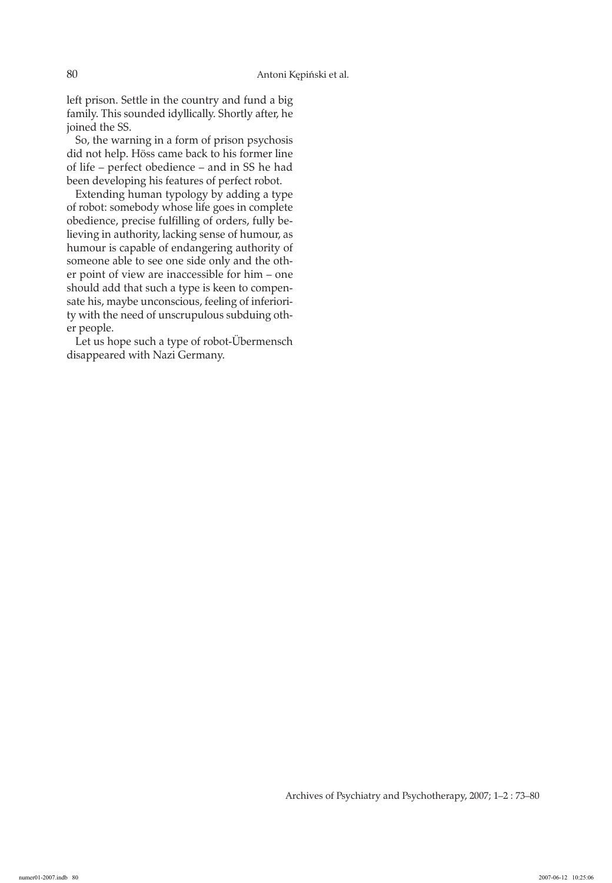left prison. Settle in the country and fund a big family. This sounded idyllically. Shortly after, he joined the SS.

So, the warning in a form of prison psychosis did not help. Höss came back to his former line of life – perfect obedience – and in SS he had been developing his features of perfect robot.

Extending human typology by adding a type of robot: somebody whose life goes in complete obedience, precise fulfilling of orders, fully believing in authority, lacking sense of humour, as humour is capable of endangering authority of someone able to see one side only and the other point of view are inaccessible for him – one should add that such a type is keen to compensate his, maybe unconscious, feeling of inferiority with the need of unscrupulous subduing other people.

Let us hope such a type of robot-Übermensch disappeared with Nazi Germany.